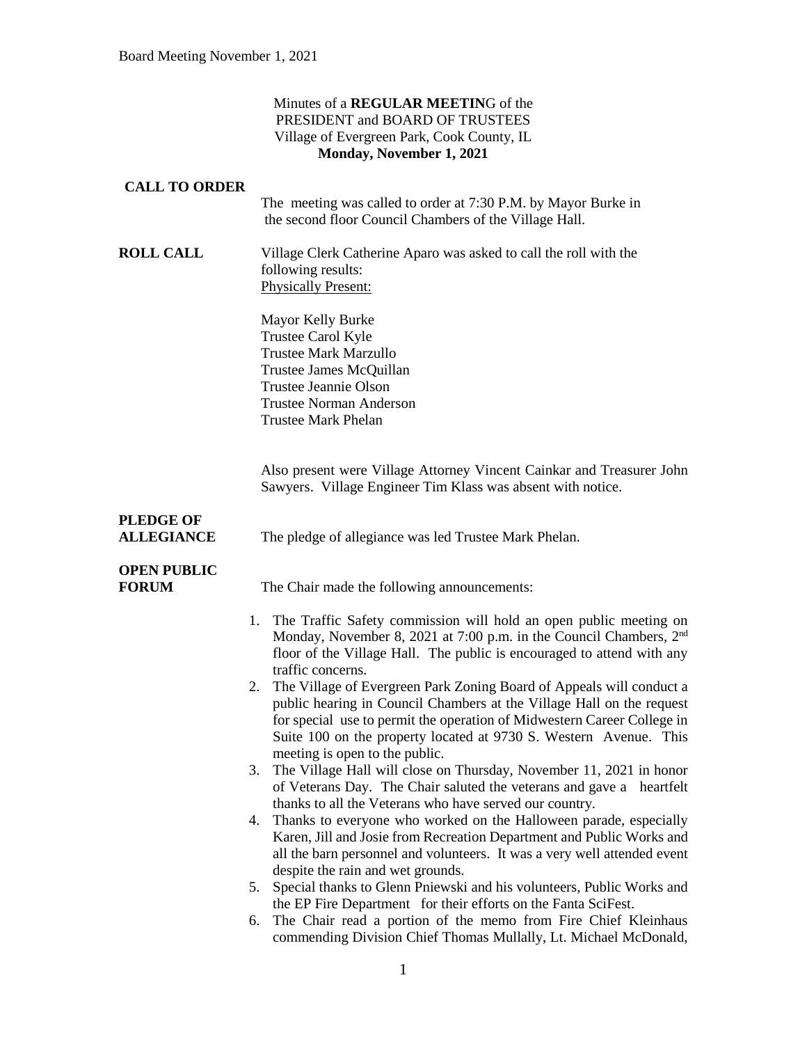Minutes of a **REGULAR MEETIN**G of the
PRESIDENT and BOARD OF TRUSTEES
Village of Evergreen Park, Cook County, IL
**Monday, November 1, 2021**

**CALL TO ORDER**

The meeting was called to order at 7:30 P.M. by Mayor Burke in the second floor Council Chambers of the Village Hall.

**ROLL CALL**

Village Clerk Catherine Aparo was asked to call the roll with the following results:

Physically Present:

Mayor Kelly Burke
Trustee Carol Kyle
Trustee Mark Marzullo
Trustee James McQuillan
Trustee Jeannie Olson
Trustee Norman Anderson
Trustee Mark Phelan

Also present were Village Attorney Vincent Cainkar and Treasurer John Sawyers. Village Engineer Tim Klass was absent with notice.

**PLEDGE OF ALLEGIANCE**

The pledge of allegiance was led Trustee Mark Phelan.

**OPEN PUBLIC FORUM**

The Chair made the following announcements:

1. The Traffic Safety commission will hold an open public meeting on Monday, November 8, 2021 at 7:00 p.m. in the Council Chambers, 2nd floor of the Village Hall. The public is encouraged to attend with any traffic concerns.
2. The Village of Evergreen Park Zoning Board of Appeals will conduct a public hearing in Council Chambers at the Village Hall on the request for special use to permit the operation of Midwestern Career College in Suite 100 on the property located at 9730 S. Western Avenue. This meeting is open to the public.
3. The Village Hall will close on Thursday, November 11, 2021 in honor of Veterans Day. The Chair saluted the veterans and gave a heartfelt thanks to all the Veterans who have served our country.
4. Thanks to everyone who worked on the Halloween parade, especially Karen, Jill and Josie from Recreation Department and Public Works and all the barn personnel and volunteers. It was a very well attended event despite the rain and wet grounds.
5. Special thanks to Glenn Pniewski and his volunteers, Public Works and the EP Fire Department for their efforts on the Fanta SciFest.
6. The Chair read a portion of the memo from Fire Chief Kleinhaus commending Division Chief Thomas Mullally, Lt. Michael McDonald,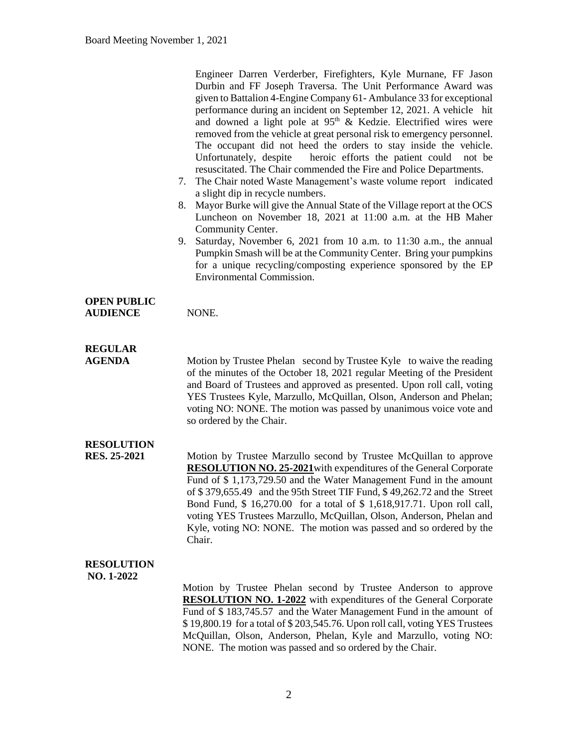Engineer Darren Verderber, Firefighters, Kyle Murnane, FF Jason Durbin and FF Joseph Traversa. The Unit Performance Award was given to Battalion 4-Engine Company 61- Ambulance 33 for exceptional performance during an incident on September 12, 2021. A vehicle hit and downed a light pole at 95th & Kedzie. Electrified wires were removed from the vehicle at great personal risk to emergency personnel. The occupant did not heed the orders to stay inside the vehicle. Unfortunately, despite heroic efforts the patient could not be resuscitated. The Chair commended the Fire and Police Departments.

7. The Chair noted Waste Management's waste volume report indicated a slight dip in recycle numbers.
8. Mayor Burke will give the Annual State of the Village report at the OCS Luncheon on November 18, 2021 at 11:00 a.m. at the HB Maher Community Center.
9. Saturday, November 6, 2021 from 10 a.m. to 11:30 a.m., the annual Pumpkin Smash will be at the Community Center. Bring your pumpkins for a unique recycling/composting experience sponsored by the EP Environmental Commission.

**OPEN PUBLIC AUDIENCE**

NONE.

**REGULAR AGENDA**

Motion by Trustee Phelan second by Trustee Kyle to waive the reading of the minutes of the October 18, 2021 regular Meeting of the President and Board of Trustees and approved as presented. Upon roll call, voting YES Trustees Kyle, Marzullo, McQuillan, Olson, Anderson and Phelan; voting NO: NONE. The motion was passed by unanimous voice vote and so ordered by the Chair.

**RESOLUTION**
**RES. 25-2021**

Motion by Trustee Marzullo second by Trustee McQuillan to approve **RESOLUTION NO. 25-2021** with expenditures of the General Corporate Fund of $ 1,173,729.50 and the Water Management Fund in the amount of $ 379,655.49 and the 95th Street TIF Fund, $ 49,262.72 and the Street Bond Fund, $ 16,270.00 for a total of $ 1,618,917.71. Upon roll call, voting YES Trustees Marzullo, McQuillan, Olson, Anderson, Phelan and Kyle, voting NO: NONE. The motion was passed and so ordered by the Chair.

**RESOLUTION**
**NO. 1-2022**

Motion by Trustee Phelan second by Trustee Anderson to approve **RESOLUTION NO. 1-2022** with expenditures of the General Corporate Fund of $ 183,745.57 and the Water Management Fund in the amount of $ 19,800.19 for a total of $ 203,545.76. Upon roll call, voting YES Trustees McQuillan, Olson, Anderson, Phelan, Kyle and Marzullo, voting NO: NONE. The motion was passed and so ordered by the Chair.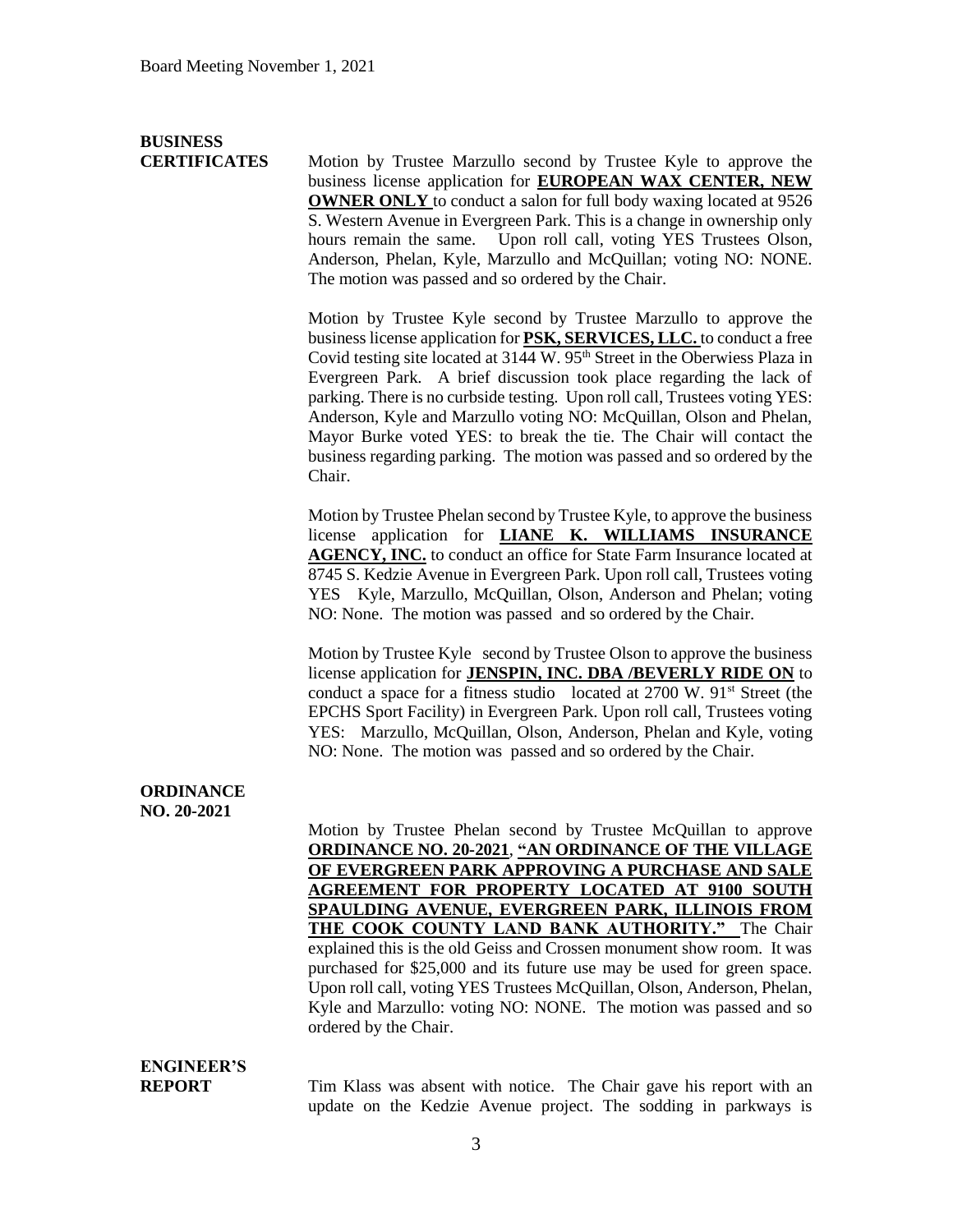**BUSINESS CERTIFICATES**

Motion by Trustee Marzullo second by Trustee Kyle to approve the business license application for **EUROPEAN WAX CENTER, NEW OWNER ONLY** to conduct a salon for full body waxing located at 9526 S. Western Avenue in Evergreen Park. This is a change in ownership only hours remain the same. Upon roll call, voting YES Trustees Olson, Anderson, Phelan, Kyle, Marzullo and McQuillan; voting NO: NONE. The motion was passed and so ordered by the Chair.

Motion by Trustee Kyle second by Trustee Marzullo to approve the business license application for **PSK, SERVICES, LLC.** to conduct a free Covid testing site located at 3144 W. 95th Street in the Oberwiess Plaza in Evergreen Park. A brief discussion took place regarding the lack of parking. There is no curbside testing. Upon roll call, Trustees voting YES: Anderson, Kyle and Marzullo voting NO: McQuillan, Olson and Phelan, Mayor Burke voted YES: to break the tie. The Chair will contact the business regarding parking. The motion was passed and so ordered by the Chair.

Motion by Trustee Phelan second by Trustee Kyle, to approve the business license application for **LIANE K. WILLIAMS INSURANCE AGENCY, INC.** to conduct an office for State Farm Insurance located at 8745 S. Kedzie Avenue in Evergreen Park. Upon roll call, Trustees voting YES Kyle, Marzullo, McQuillan, Olson, Anderson and Phelan; voting NO: None. The motion was passed and so ordered by the Chair.

Motion by Trustee Kyle second by Trustee Olson to approve the business license application for **JENSPIN, INC. DBA /BEVERLY RIDE ON** to conduct a space for a fitness studio located at 2700 W. 91st Street (the EPCHS Sport Facility) in Evergreen Park. Upon roll call, Trustees voting YES: Marzullo, McQuillan, Olson, Anderson, Phelan and Kyle, voting NO: None. The motion was passed and so ordered by the Chair.

**ORDINANCE NO. 20-2021**

Motion by Trustee Phelan second by Trustee McQuillan to approve **ORDINANCE NO. 20-2021**, **"AN ORDINANCE OF THE VILLAGE OF EVERGREEN PARK APPROVING A PURCHASE AND SALE AGREEMENT FOR PROPERTY LOCATED AT 9100 SOUTH SPAULDING AVENUE, EVERGREEN PARK, ILLINOIS FROM THE COOK COUNTY LAND BANK AUTHORITY."** The Chair explained this is the old Geiss and Crossen monument show room. It was purchased for $25,000 and its future use may be used for green space. Upon roll call, voting YES Trustees McQuillan, Olson, Anderson, Phelan, Kyle and Marzullo: voting NO: NONE. The motion was passed and so ordered by the Chair.

**ENGINEER'S REPORT**

Tim Klass was absent with notice. The Chair gave his report with an update on the Kedzie Avenue project. The sodding in parkways is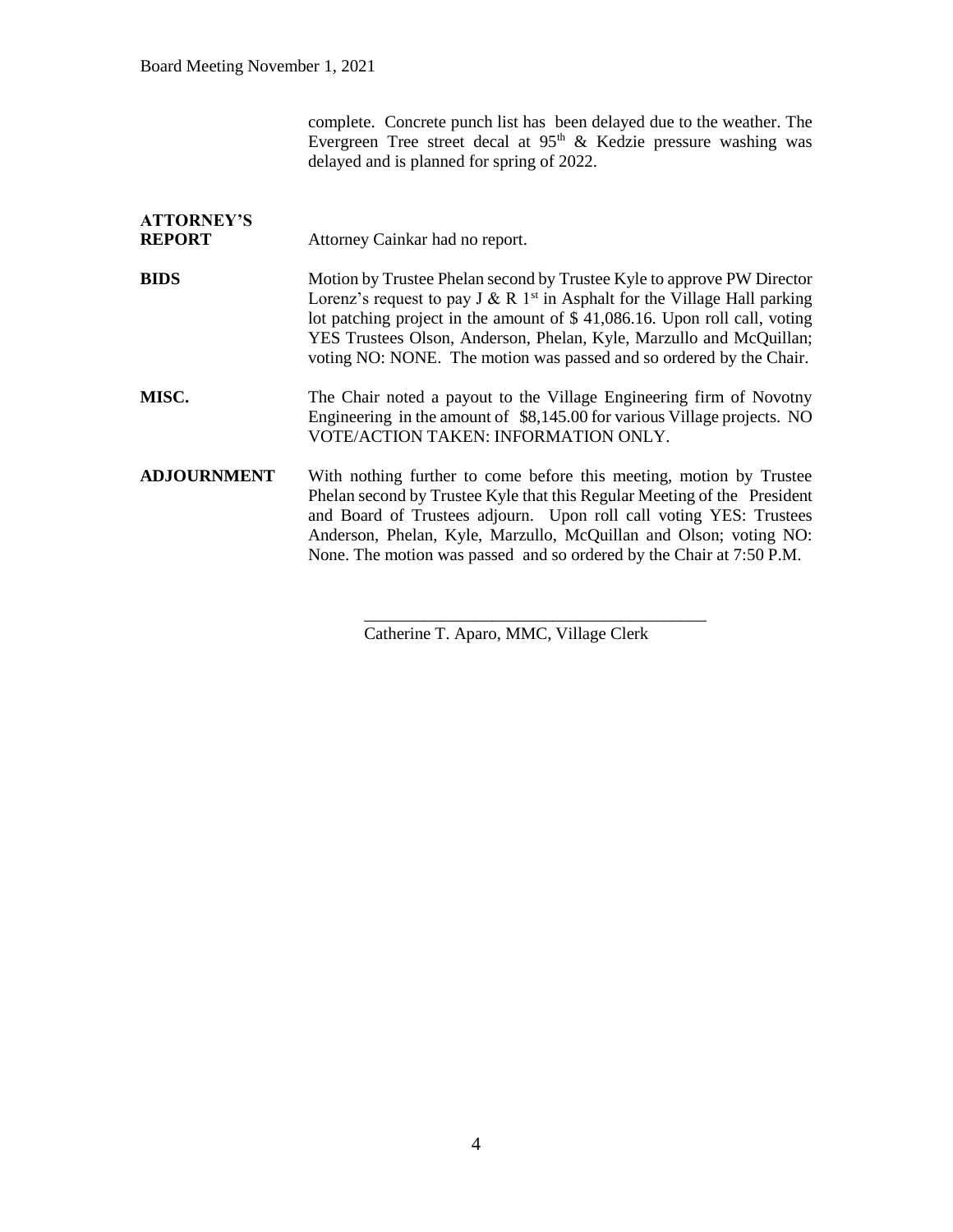complete. Concrete punch list has been delayed due to the weather. The Evergreen Tree street decal at 95th & Kedzie pressure washing was delayed and is planned for spring of 2022.

**ATTORNEY'S REPORT** Attorney Cainkar had no report.

**BIDS** Motion by Trustee Phelan second by Trustee Kyle to approve PW Director Lorenz's request to pay J & R 1st in Asphalt for the Village Hall parking lot patching project in the amount of $ 41,086.16. Upon roll call, voting YES Trustees Olson, Anderson, Phelan, Kyle, Marzullo and McQuillan; voting NO: NONE. The motion was passed and so ordered by the Chair.

**MISC.** The Chair noted a payout to the Village Engineering firm of Novotny Engineering in the amount of $8,145.00 for various Village projects. NO VOTE/ACTION TAKEN: INFORMATION ONLY.

**ADJOURNMENT** With nothing further to come before this meeting, motion by Trustee Phelan second by Trustee Kyle that this Regular Meeting of the President and Board of Trustees adjourn. Upon roll call voting YES: Trustees Anderson, Phelan, Kyle, Marzullo, McQuillan and Olson; voting NO: None. The motion was passed and so ordered by the Chair at 7:50 P.M.

\_\_\_\_\_\_\_\_\_\_\_\_\_\_\_\_\_\_\_\_\_\_\_\_\_\_\_\_\_\_\_\_\_\_\_\_\_\_\_\_

Catherine T. Aparo, MMC, Village Clerk